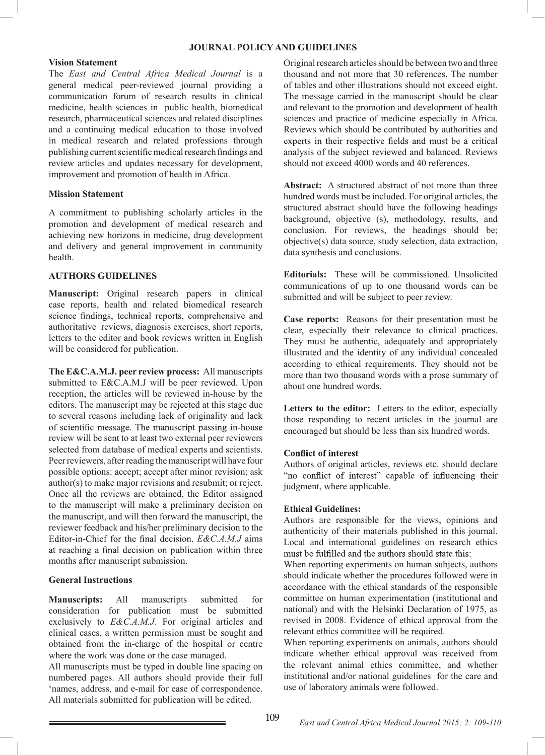# JOURNAL POLICY AND GUIDELINES

## Vision Statement

The *East and Central Africa Medical Journal* is a general medical peer-reviewed journal providing a communication forum of research results in clinical medicine, health sciences in public health, biomedical research, pharmaceutical sciences and related disciplines and a continuing medical education to those involved in medical research and related professions through publishing current scientific medical research findings and review articles and updates necessary for development, improvement and promotion of health in Africa.

## Mission Statement

A commitment to publishing scholarly articles in the promotion and development of medical research and achieving new horizons in medicine, drug development and delivery and general improvement in community health.

## AUTHORS GUIDELINES

**Manuscript:** Original research papers in clinical case reports, health and related biomedical research science findings, technical reports, comprehensive and authoritative reviews, diagnosis exercises, short reports, letters to the editor and book reviews written in English will be considered for publication.

**The E&C.A.M.J. peer review process:** All manuscripts submitted to E&C.A.M.J will be peer reviewed. Upon reception, the articles will be reviewed in-house by the editors. The manuscript may be rejected at this stage due to several reasons including lack of originality and lack of scientific message. The manuscript passing in-house review will be sent to at least two external peer reviewers selected from database of medical experts and scientists. Peer reviewers, after reading the manuscript will have four possible options: accept; accept after minor revision; ask author(s) to make major revisions and resubmit; or reject. Once all the reviews are obtained, the Editor assigned to the manuscript will make a preliminary decision on the manuscript, and will then forward the manuscript, the reviewer feedback and his/her preliminary decision to the Editor-in-Chief for the final decision. *E&C.A.M.J* aims at reaching a final decision on publication within three months after manuscript submission.

## General Instructions

**Manuscripts:** All manuscripts submitted for consideration for publication must be submitted exclusively to *E&C.A.M.J.* For original articles and clinical cases, a written permission must be sought and obtained from the in-charge of the hospital or centre where the work was done or the case managed.

All manuscripts must be typed in double line spacing on numbered pages. All authors should provide their full 'names, address, and e-mail for ease of correspondence. All materials submitted for publication will be edited.

Original research articles should be between two and three thousand and not more that 30 references. The number of tables and other illustrations should not exceed eight. The message carried in the manuscript should be clear and relevant to the promotion and development of health sciences and practice of medicine especially in Africa. Reviews which should be contributed by authorities and experts in their respective fields and must be a critical analysis of the subject reviewed and balanced. Reviews should not exceed 4000 words and 40 references.

**Abstract:** A structured abstract of not more than three hundred words must be included. For original articles, the structured abstract should have the following headings background, objective (s), methodology, results, and conclusion. For reviews, the headings should be; objective(s) data source, study selection, data extraction, data synthesis and conclusions.

**Editorials:** These will be commissioned. Unsolicited communications of up to one thousand words can be submitted and will be subject to peer review.

**Case reports:** Reasons for their presentation must be clear, especially their relevance to clinical practices. They must be authentic, adequately and appropriately illustrated and the identity of any individual concealed according to ethical requirements. They should not be more than two thousand words with a prose summary of about one hundred words.

**Letters to the editor:** Letters to the editor, especially those responding to recent articles in the journal are encouraged but should be less than six hundred words.

## Conflict of interest

Authors of original articles, reviews etc. should declare "no conflict of interest" capable of influencing their judgment, where applicable.

## Ethical Guidelines:

Authors are responsible for the views, opinions and authenticity of their materials published in this journal. Local and international guidelines on research ethics must be fulfilled and the authors should state this:

When reporting experiments on human subjects, authors should indicate whether the procedures followed were in accordance with the ethical standards of the responsible committee on human experimentation (institutional and national) and with the Helsinki Declaration of 1975, as revised in 2008. Evidence of ethical approval from the relevant ethics committee will be required.

When reporting experiments on animals, authors should indicate whether ethical approval was received from the relevant animal ethics committee, and whether institutional and/or national guidelines for the care and use of laboratory animals were followed.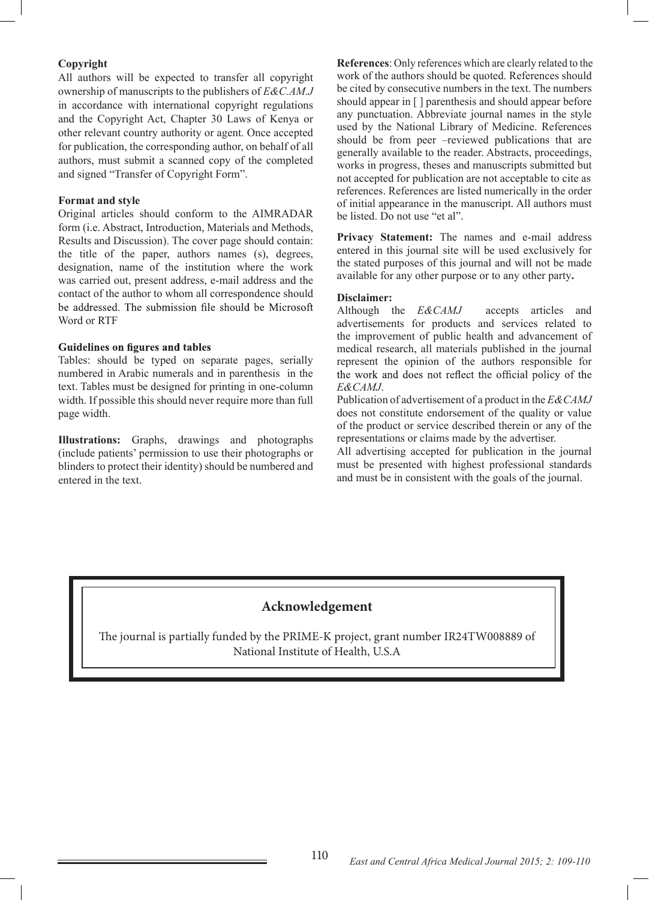**Copyright**

All authors will be expected to transfer all copyright ownership of manuscripts to the publishers of *E&C.AM.J* in accordance with international copyright regulations and the Copyright Act, Chapter 30 Laws of Kenya or other relevant country authority or agent. Once accepted for publication, the corresponding author, on behalf of all authors, must submit a scanned copy of the completed and signed "Transfer of Copyright Form".

**Format and style**

Original articles should conform to the AIMRADAR form (i.e. Abstract, Introduction, Materials and Methods, Results and Discussion). The cover page should contain: the title of the paper, authors names (s), degrees, designation, name of the institution where the work was carried out, present address, e-mail address and the contact of the author to whom all correspondence should be addressed. The submission file should be Microsoft Word or RTF

**Guidelines on figures and tables**

Tables: should be typed on separate pages, serially numbered in Arabic numerals and in parenthesis in the text. Tables must be designed for printing in one-column width. If possible this should never require more than full page width.

**Illustrations:** Graphs, drawings and photographs (include patients' permission to use their photographs or blinders to protect their identity) should be numbered and entered in the text.

**References**: Only references which are clearly related to the work of the authors should be quoted. References should be cited by consecutive numbers in the text. The numbers should appear in [ ] parenthesis and should appear before any punctuation. Abbreviate journal names in the style used by the National Library of Medicine. References should be from peer –reviewed publications that are generally available to the reader. Abstracts, proceedings, works in progress, theses and manuscripts submitted but not accepted for publication are not acceptable to cite as references. References are listed numerically in the order of initial appearance in the manuscript. All authors must be listed. Do not use "et al".

**Privacy Statement:** The names and e-mail address entered in this journal site will be used exclusively for the stated purposes of this journal and will not be made available for any other purpose or to any other party**.**

**Disclaimer:**

Although the *E&CAMJ* accepts articles and advertisements for products and services related to the improvement of public health and advancement of medical research, all materials published in the journal represent the opinion of the authors responsible for the work and does not reflect the official policy of the *E&CAMJ*.

Publication of advertisement of a product in the *E&CAMJ* does not constitute endorsement of the quality or value of the product or service described therein or any of the representations or claims made by the advertiser.

All advertising accepted for publication in the journal must be presented with highest professional standards and must be in consistent with the goals of the journal.

## Acknowledgement

The journal is partially funded by the PRIME-K project, grant number IR24TW008889 of National Institute of Health, U.S.A